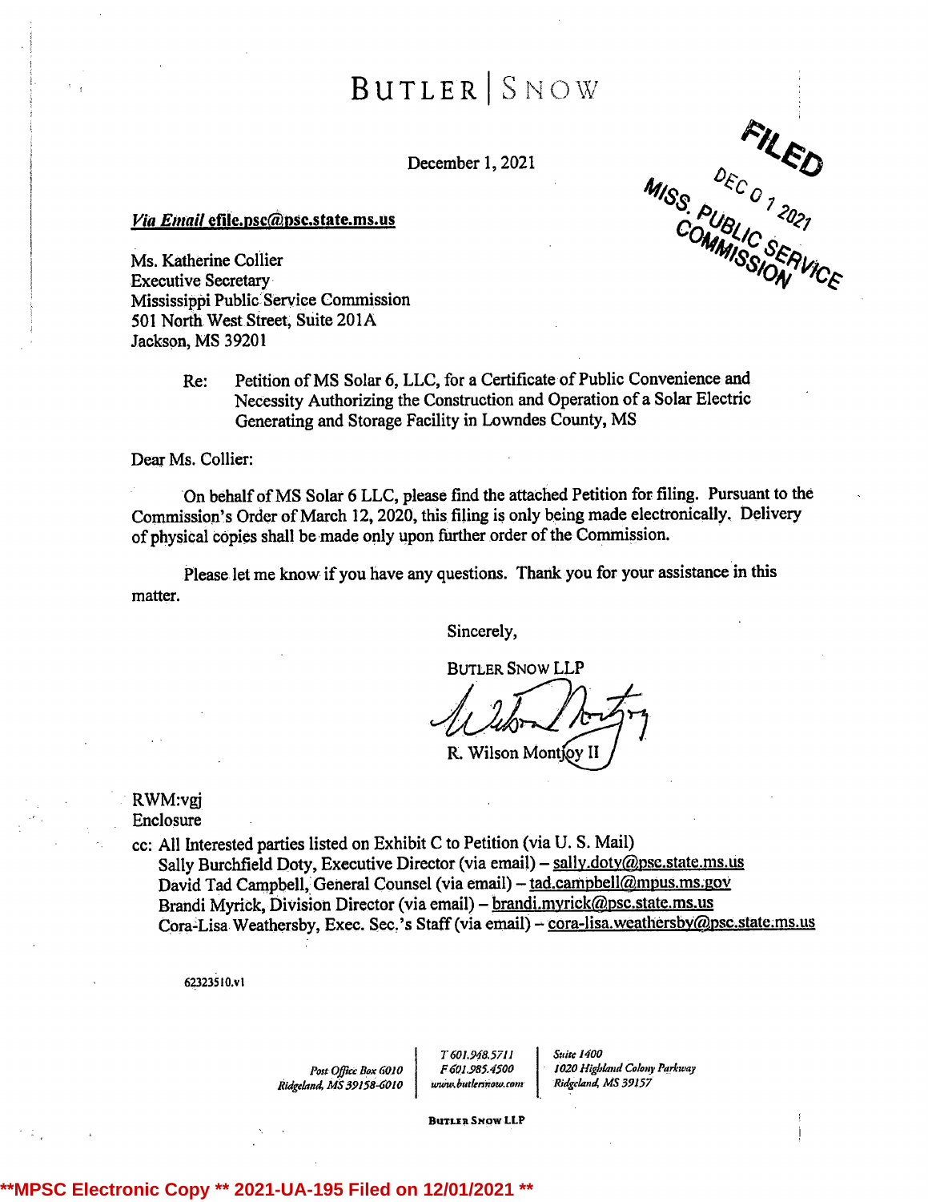# BUTLER | SNOW

December 1, 2021

**FILED**
DEC 01 2021
MISS. PUBLIC SERVICE COMMISSION

***Via Email* efile.psc@psc.state.ms.us**

Ms. Katherine Collier
Executive Secretary
Mississippi Public Service Commission
501 North West Street, Suite 201A
Jackson, MS 39201

Re: Petition of MS Solar 6, LLC, for a Certificate of Public Convenience and Necessity Authorizing the Construction and Operation of a Solar Electric Generating and Storage Facility in Lowndes County, MS

Dear Ms. Collier:

On behalf of MS Solar 6 LLC, please find the attached Petition for filing. Pursuant to the Commission's Order of March 12, 2020, this filing is only being made electronically. Delivery of physical copies shall be made only upon further order of the Commission.

Please let me know if you have any questions. Thank you for your assistance in this matter.

Sincerely,

BUTLER SNOW LLP

R. Wilson Montjoy II

RWM:vgj
Enclosure

cc: All Interested parties listed on Exhibit C to Petition (via U. S. Mail)
Sally Burchfield Doty, Executive Director (via email) – sally.doty@psc.state.ms.us
David Tad Campbell, General Counsel (via email) – tad.campbell@mpus.ms.gov
Brandi Myrick, Division Director (via email) – brandi.myrick@psc.state.ms.us
Cora-Lisa Weathersby, Exec. Sec.'s Staff (via email) – cora-lisa.weathersby@psc.state.ms.us

62323510.v1

Post Office Box 6010
Ridgeland, MS 39158-6010

T 601.948.5711
F 601.985.4500
www.butlersnow.com

Suite 1400
1020 Highland Colony Parkway
Ridgeland, MS 39157

BUTLER SNOW LLP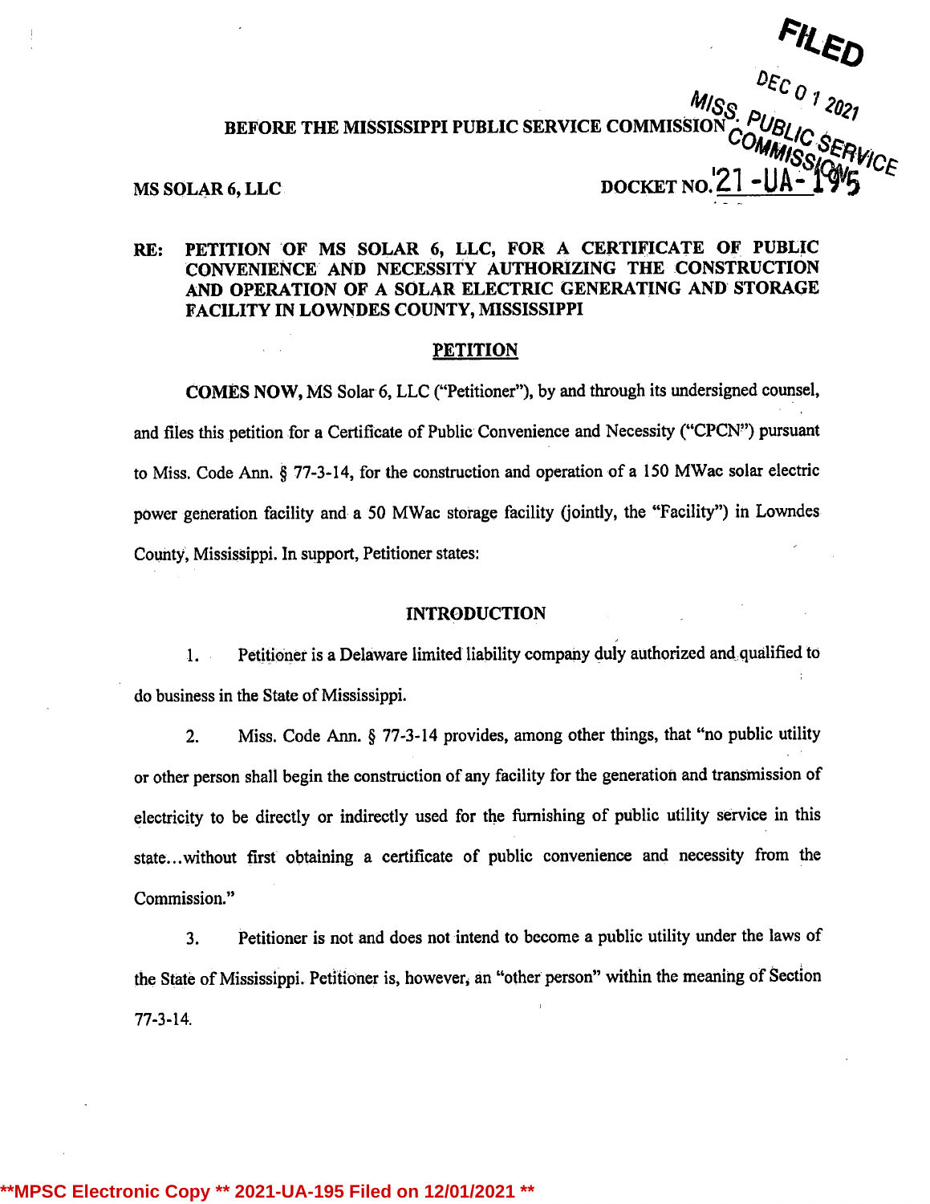FILED

DEC 01 2021

MISS. PUBLIC SERVICE COMMISSION

**BEFORE THE MISSISSIPPI PUBLIC SERVICE COMMISSION**

**MS SOLAR 6, LLC** **DOCKET NO. 21-UA-195**

**RE: PETITION OF MS SOLAR 6, LLC, FOR A CERTIFICATE OF PUBLIC CONVENIENCE AND NECESSITY AUTHORIZING THE CONSTRUCTION AND OPERATION OF A SOLAR ELECTRIC GENERATING AND STORAGE FACILITY IN LOWNDES COUNTY, MISSISSIPPI**

**PETITION**

**COMES NOW,** MS Solar 6, LLC ("Petitioner"), by and through its undersigned counsel, and files this petition for a Certificate of Public Convenience and Necessity ("CPCN") pursuant to Miss. Code Ann. § 77-3-14, for the construction and operation of a 150 MWac solar electric power generation facility and a 50 MWac storage facility (jointly, the "Facility") in Lowndes County, Mississippi. In support, Petitioner states:

**INTRODUCTION**

1. Petitioner is a Delaware limited liability company duly authorized and qualified to do business in the State of Mississippi.

2. Miss. Code Ann. § 77-3-14 provides, among other things, that "no public utility or other person shall begin the construction of any facility for the generation and transmission of electricity to be directly or indirectly used for the furnishing of public utility service in this state...without first obtaining a certificate of public convenience and necessity from the Commission."

3. Petitioner is not and does not intend to become a public utility under the laws of the State of Mississippi. Petitioner is, however, an "other person" within the meaning of Section 77-3-14.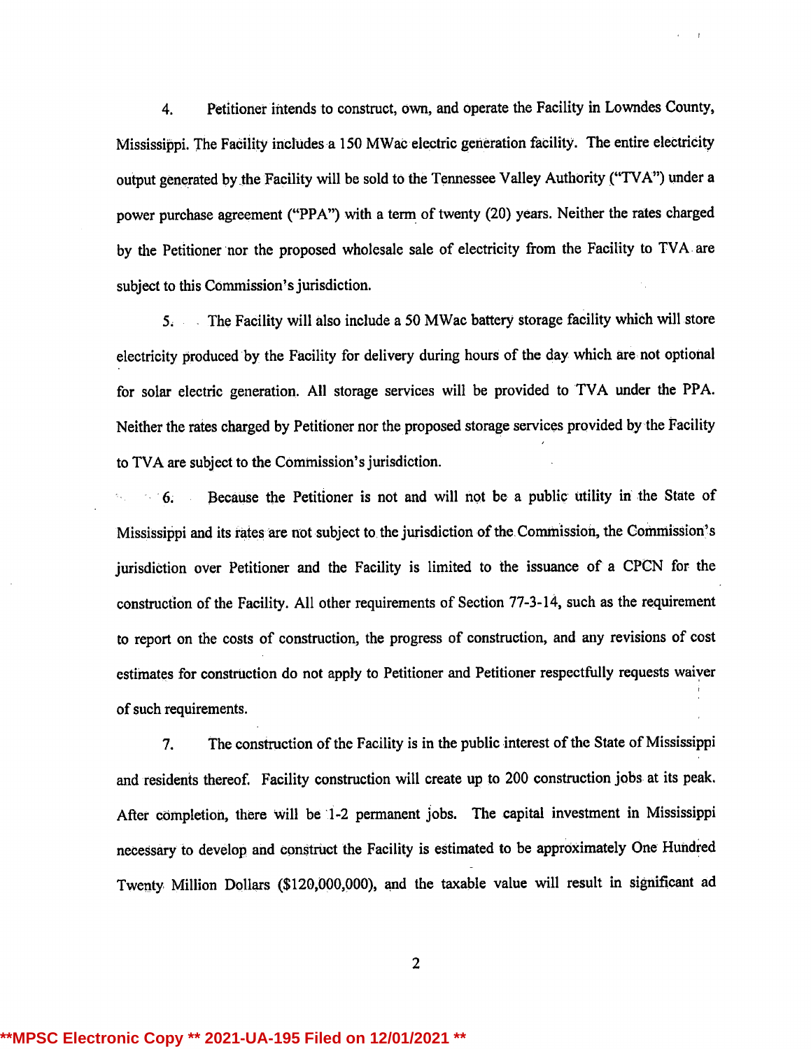4. Petitioner intends to construct, own, and operate the Facility in Lowndes County, Mississippi. The Facility includes a 150 MWac electric generation facility. The entire electricity output generated by the Facility will be sold to the Tennessee Valley Authority ("TVA") under a power purchase agreement ("PPA") with a term of twenty (20) years. Neither the rates charged by the Petitioner nor the proposed wholesale sale of electricity from the Facility to TVA are subject to this Commission's jurisdiction.

5. The Facility will also include a 50 MWac battery storage facility which will store electricity produced by the Facility for delivery during hours of the day which are not optional for solar electric generation. All storage services will be provided to TVA under the PPA. Neither the rates charged by Petitioner nor the proposed storage services provided by the Facility to TVA are subject to the Commission's jurisdiction.

6. Because the Petitioner is not and will not be a public utility in the State of Mississippi and its rates are not subject to the jurisdiction of the Commission, the Commission's jurisdiction over Petitioner and the Facility is limited to the issuance of a CPCN for the construction of the Facility. All other requirements of Section 77-3-14, such as the requirement to report on the costs of construction, the progress of construction, and any revisions of cost estimates for construction do not apply to Petitioner and Petitioner respectfully requests waiver of such requirements.

7. The construction of the Facility is in the public interest of the State of Mississippi and residents thereof. Facility construction will create up to 200 construction jobs at its peak. After completion, there will be 1-2 permanent jobs. The capital investment in Mississippi necessary to develop and construct the Facility is estimated to be approximately One Hundred Twenty Million Dollars ($120,000,000), and the taxable value will result in significant ad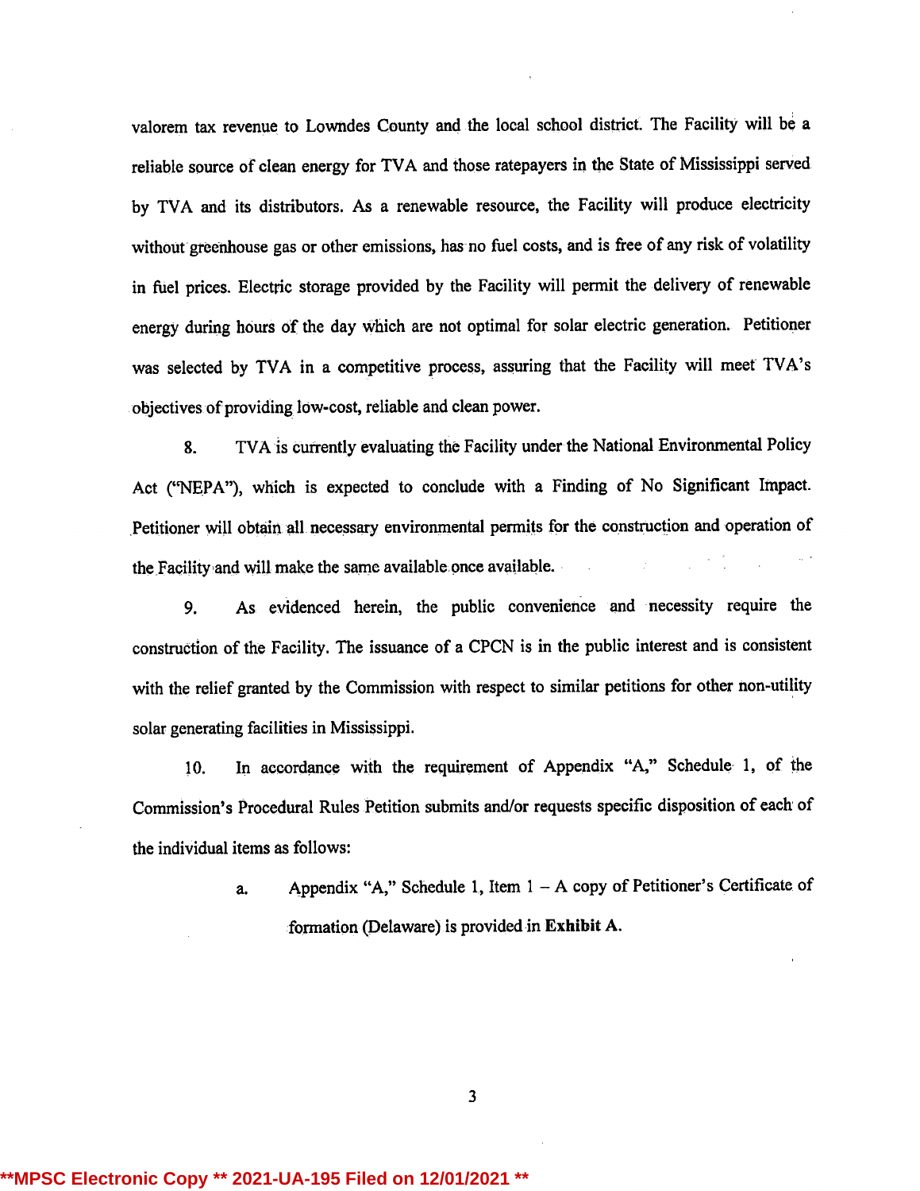valorem tax revenue to Lowndes County and the local school district. The Facility will be a reliable source of clean energy for TVA and those ratepayers in the State of Mississippi served by TVA and its distributors. As a renewable resource, the Facility will produce electricity without greenhouse gas or other emissions, has no fuel costs, and is free of any risk of volatility in fuel prices. Electric storage provided by the Facility will permit the delivery of renewable energy during hours of the day which are not optimal for solar electric generation. Petitioner was selected by TVA in a competitive process, assuring that the Facility will meet TVA's objectives of providing low-cost, reliable and clean power.

8. TVA is currently evaluating the Facility under the National Environmental Policy Act ("NEPA"), which is expected to conclude with a Finding of No Significant Impact. Petitioner will obtain all necessary environmental permits for the construction and operation of the Facility and will make the same available once available.

9. As evidenced herein, the public convenience and necessity require the construction of the Facility. The issuance of a CPCN is in the public interest and is consistent with the relief granted by the Commission with respect to similar petitions for other non-utility solar generating facilities in Mississippi.

10. In accordance with the requirement of Appendix "A," Schedule 1, of the Commission's Procedural Rules Petition submits and/or requests specific disposition of each of the individual items as follows:

a. Appendix "A," Schedule 1, Item 1 – A copy of Petitioner's Certificate of formation (Delaware) is provided in **Exhibit A.**

**MPSC Electronic Copy ** 2021-UA-195 Filed on 12/01/2021 **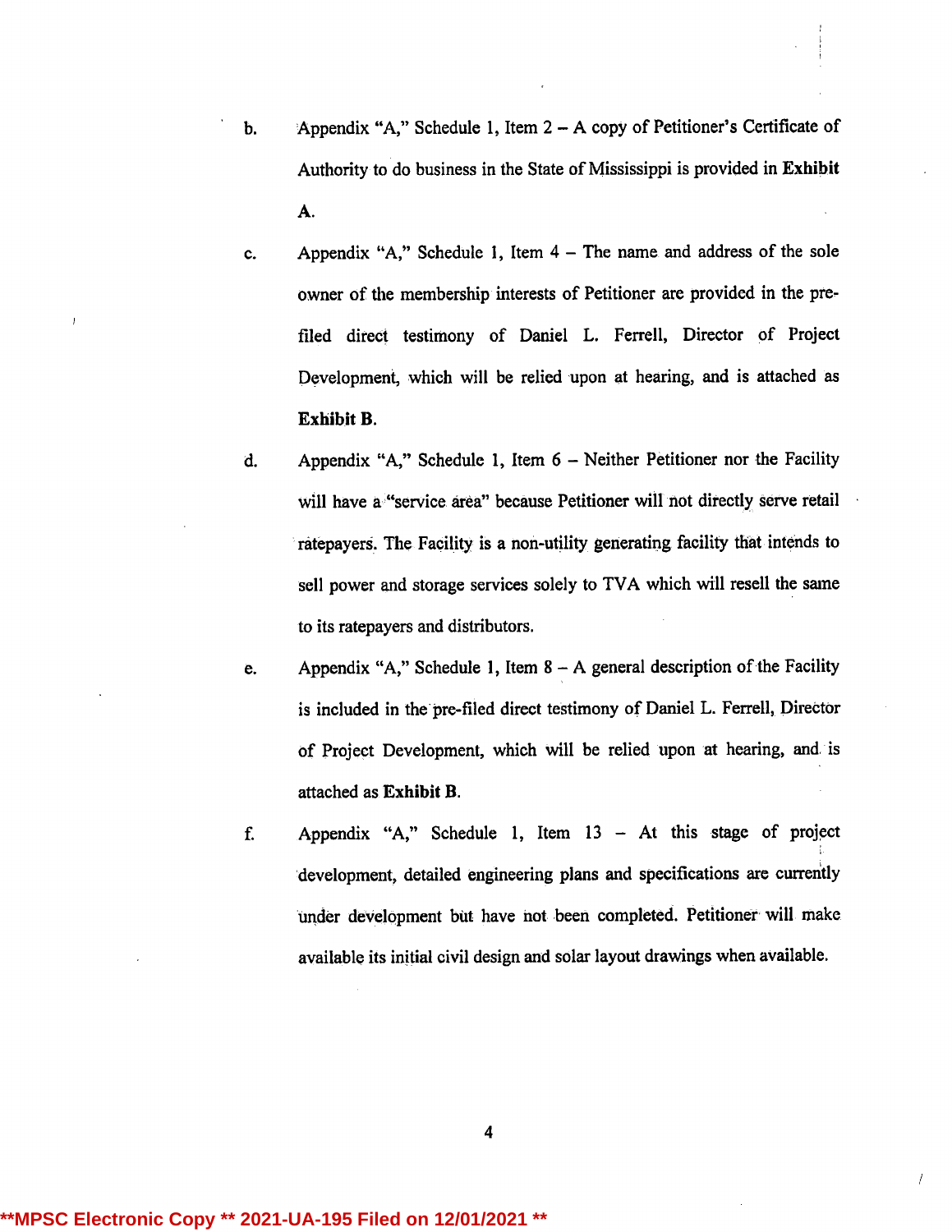b. Appendix "A," Schedule 1, Item 2 – A copy of Petitioner's Certificate of Authority to do business in the State of Mississippi is provided in **Exhibit A**.

c. Appendix "A," Schedule 1, Item 4 – The name and address of the sole owner of the membership interests of Petitioner are provided in the pre-filed direct testimony of Daniel L. Ferrell, Director of Project Development, which will be relied upon at hearing, and is attached as **Exhibit B**.

d. Appendix "A," Schedule 1, Item 6 – Neither Petitioner nor the Facility will have a "service area" because Petitioner will not directly serve retail ratepayers. The Facility is a non-utility generating facility that intends to sell power and storage services solely to TVA which will resell the same to its ratepayers and distributors.

e. Appendix "A," Schedule 1, Item 8 – A general description of the Facility is included in the pre-filed direct testimony of Daniel L. Ferrell, Director of Project Development, which will be relied upon at hearing, and is attached as **Exhibit B**.

f. Appendix "A," Schedule 1, Item 13 – At this stage of project development, detailed engineering plans and specifications are currently under development but have not been completed. Petitioner will make available its initial civil design and solar layout drawings when available.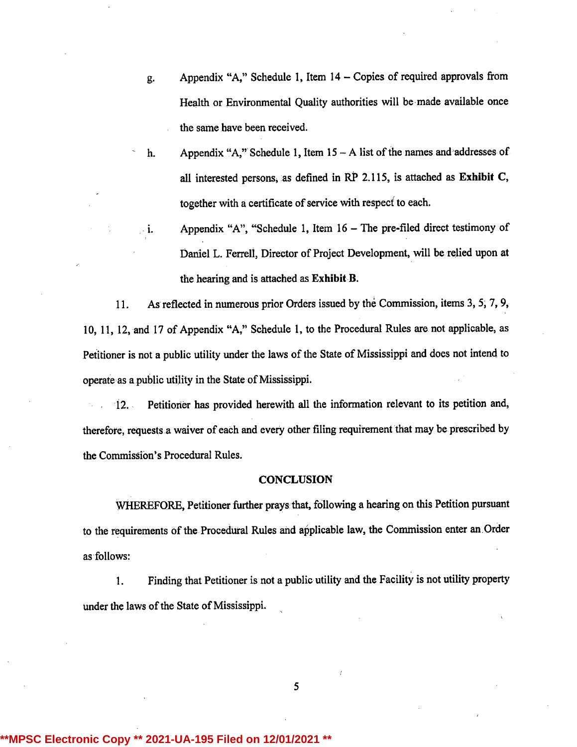g. Appendix "A," Schedule 1, Item 14 – Copies of required approvals from Health or Environmental Quality authorities will be made available once the same have been received.

h. Appendix "A," Schedule 1, Item 15 – A list of the names and addresses of all interested persons, as defined in RP 2.115, is attached as **Exhibit C**, together with a certificate of service with respect to each.

i. Appendix "A", "Schedule 1, Item 16 – The pre-filed direct testimony of Daniel L. Ferrell, Director of Project Development, will be relied upon at the hearing and is attached as **Exhibit B.**

11. As reflected in numerous prior Orders issued by the Commission, items 3, 5, 7, 9, 10, 11, 12, and 17 of Appendix "A," Schedule 1, to the Procedural Rules are not applicable, as Petitioner is not a public utility under the laws of the State of Mississippi and does not intend to operate as a public utility in the State of Mississippi.

12. Petitioner has provided herewith all the information relevant to its petition and, therefore, requests a waiver of each and every other filing requirement that may be prescribed by the Commission's Procedural Rules.

## CONCLUSION

WHEREFORE, Petitioner further prays that, following a hearing on this Petition pursuant to the requirements of the Procedural Rules and applicable law, the Commission enter an Order as follows:

1. Finding that Petitioner is not a public utility and the Facility is not utility property under the laws of the State of Mississippi.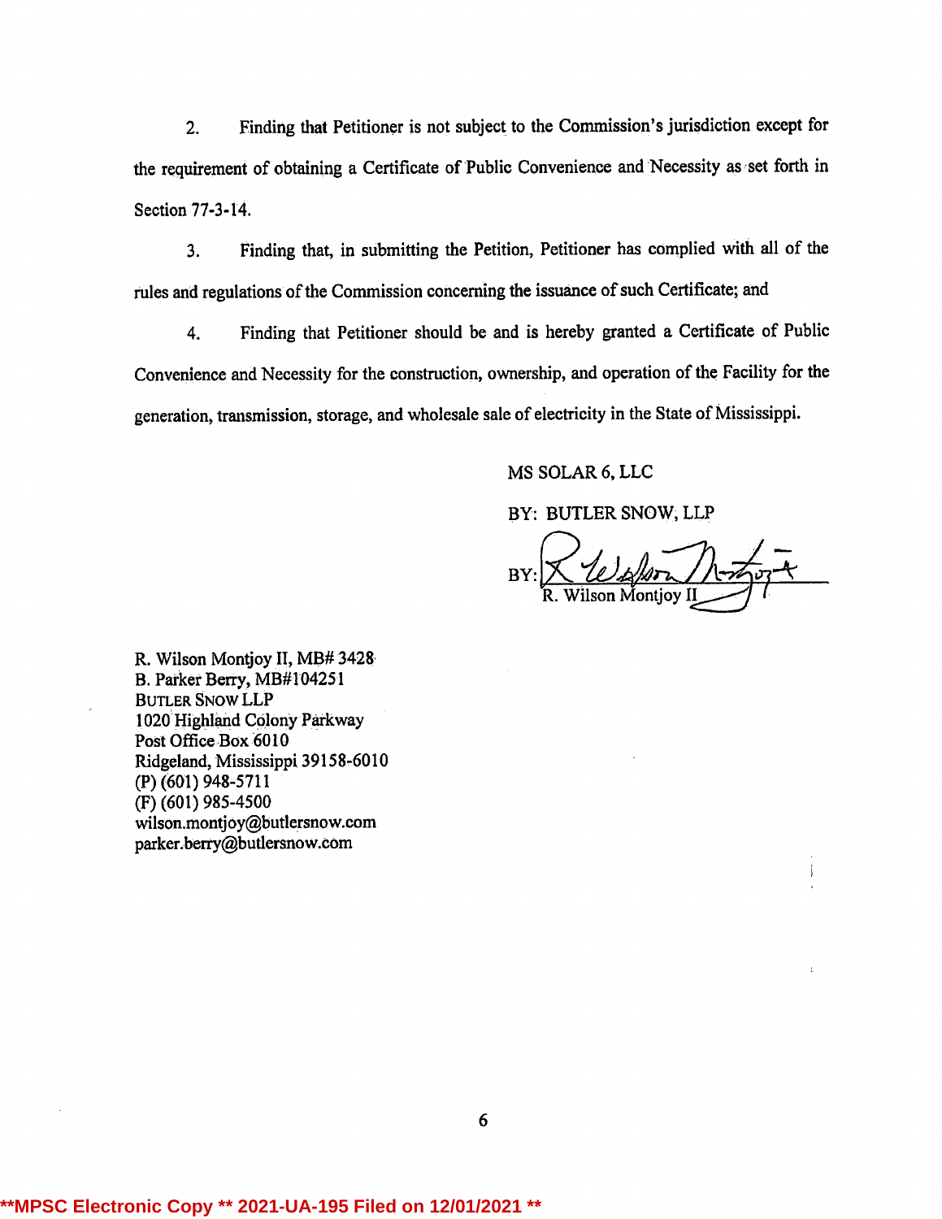2. Finding that Petitioner is not subject to the Commission's jurisdiction except for the requirement of obtaining a Certificate of Public Convenience and Necessity as set forth in Section 77-3-14.

3. Finding that, in submitting the Petition, Petitioner has complied with all of the rules and regulations of the Commission concerning the issuance of such Certificate; and

4. Finding that Petitioner should be and is hereby granted a Certificate of Public Convenience and Necessity for the construction, ownership, and operation of the Facility for the generation, transmission, storage, and wholesale sale of electricity in the State of Mississippi.

MS SOLAR 6, LLC

BY: BUTLER SNOW, LLP

BY: ______________________
R. Wilson Montjoy II

R. Wilson Montjoy II, MB# 3428
B. Parker Berry, MB#104251
BUTLER SNOW LLP
1020 Highland Colony Parkway
Post Office Box 6010
Ridgeland, Mississippi 39158-6010
(P) (601) 948-5711
(F) (601) 985-4500
wilson.montjoy@butlersnow.com
parker.berry@butlersnow.com

**MPSC Electronic Copy ** 2021-UA-195 Filed on 12/01/2021 **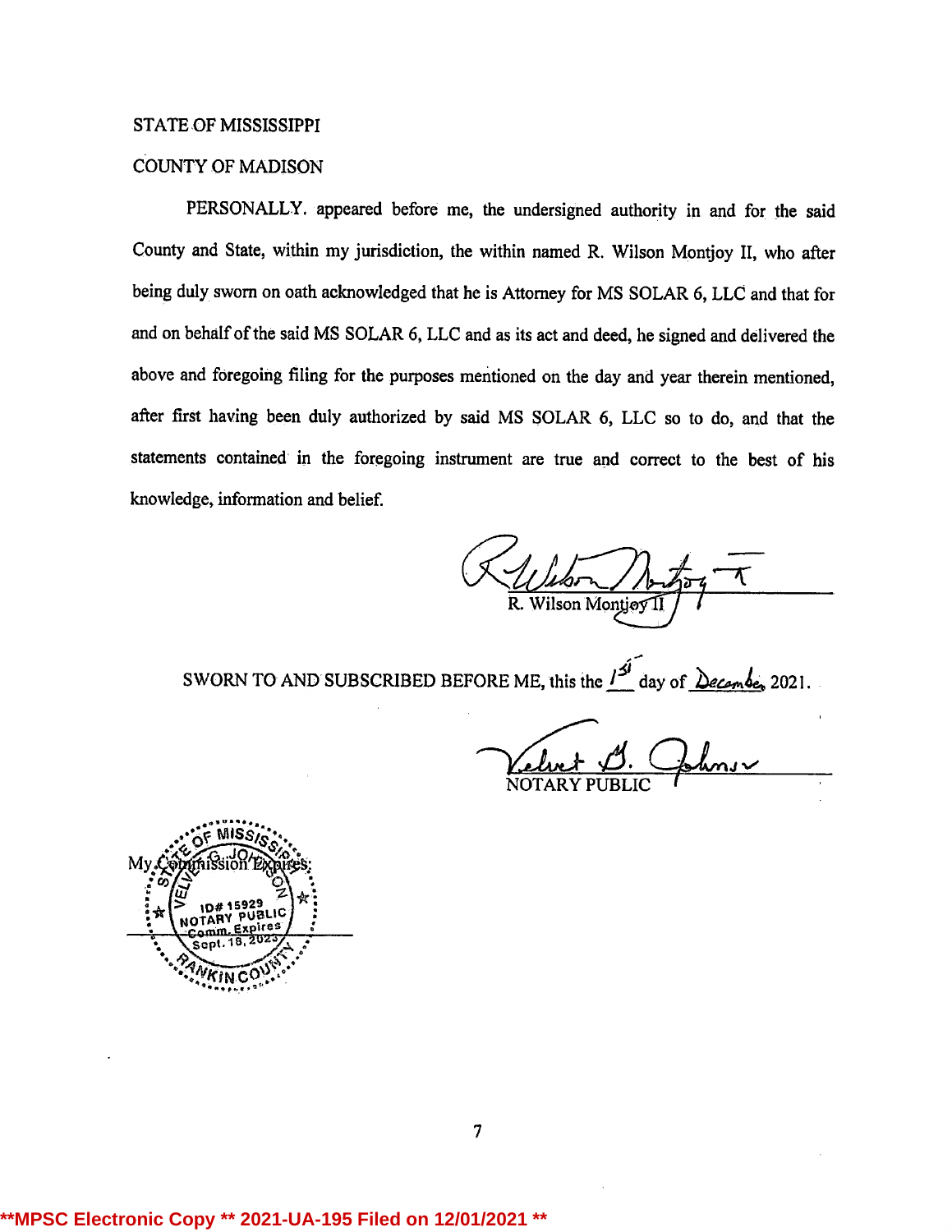STATE OF MISSISSIPPI

COUNTY OF MADISON

PERSONALLY appeared before me, the undersigned authority in and for the said County and State, within my jurisdiction, the within named R. Wilson Montjoy II, who after being duly sworn on oath acknowledged that he is Attorney for MS SOLAR 6, LLC and that for and on behalf of the said MS SOLAR 6, LLC and as its act and deed, he signed and delivered the above and foregoing filing for the purposes mentioned on the day and year therein mentioned, after first having been duly authorized by said MS SOLAR 6, LLC so to do, and that the statements contained in the foregoing instrument are true and correct to the best of his knowledge, information and belief.

R. Wilson Montjoy II

SWORN TO AND SUBSCRIBED BEFORE ME, this the 1st day of December 2021.

NOTARY PUBLIC

My Commission Expires:

STATE OF MISSISSIPPI
VELVET G. JOHNSON
ID# 15929
NOTARY PUBLIC
Comm. Expires
Sept. 18, 2023
RANKIN COUNTY

**MPSC Electronic Copy ** 2021-UA-195 Filed on 12/01/2021 **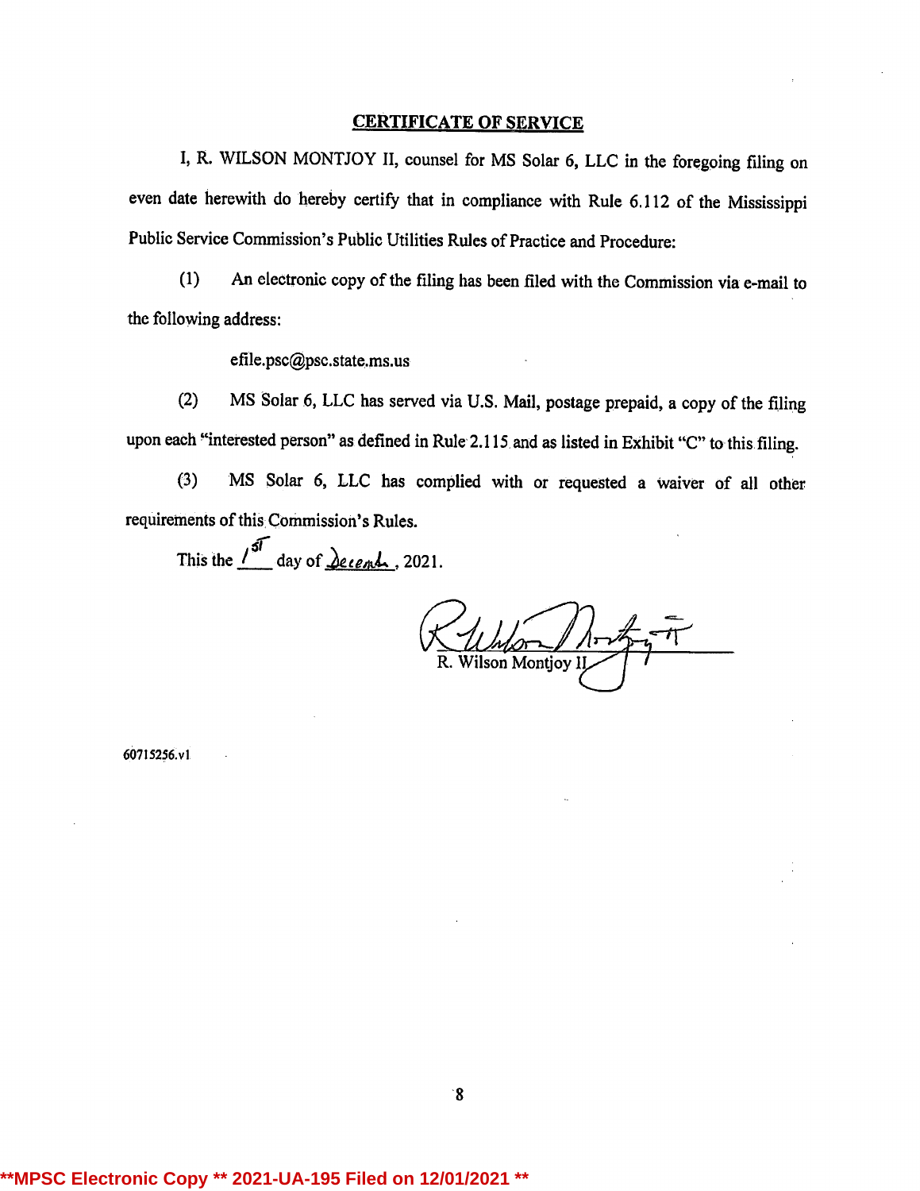## CERTIFICATE OF SERVICE

I, R. WILSON MONTJOY II, counsel for MS Solar 6, LLC in the foregoing filing on even date herewith do hereby certify that in compliance with Rule 6.112 of the Mississippi Public Service Commission's Public Utilities Rules of Practice and Procedure:

(1) An electronic copy of the filing has been filed with the Commission via e-mail to the following address:

efile.psc@psc.state.ms.us

(2) MS Solar 6, LLC has served via U.S. Mail, postage prepaid, a copy of the filing upon each "interested person" as defined in Rule 2.115 and as listed in Exhibit "C" to this filing.

(3) MS Solar 6, LLC has complied with or requested a waiver of all other requirements of this Commission's Rules.

This the 1st day of December, 2021.

R. Wilson Montjoy II

60715256.v1

**MPSC Electronic Copy ** 2021-UA-195 Filed on 12/01/2021 **